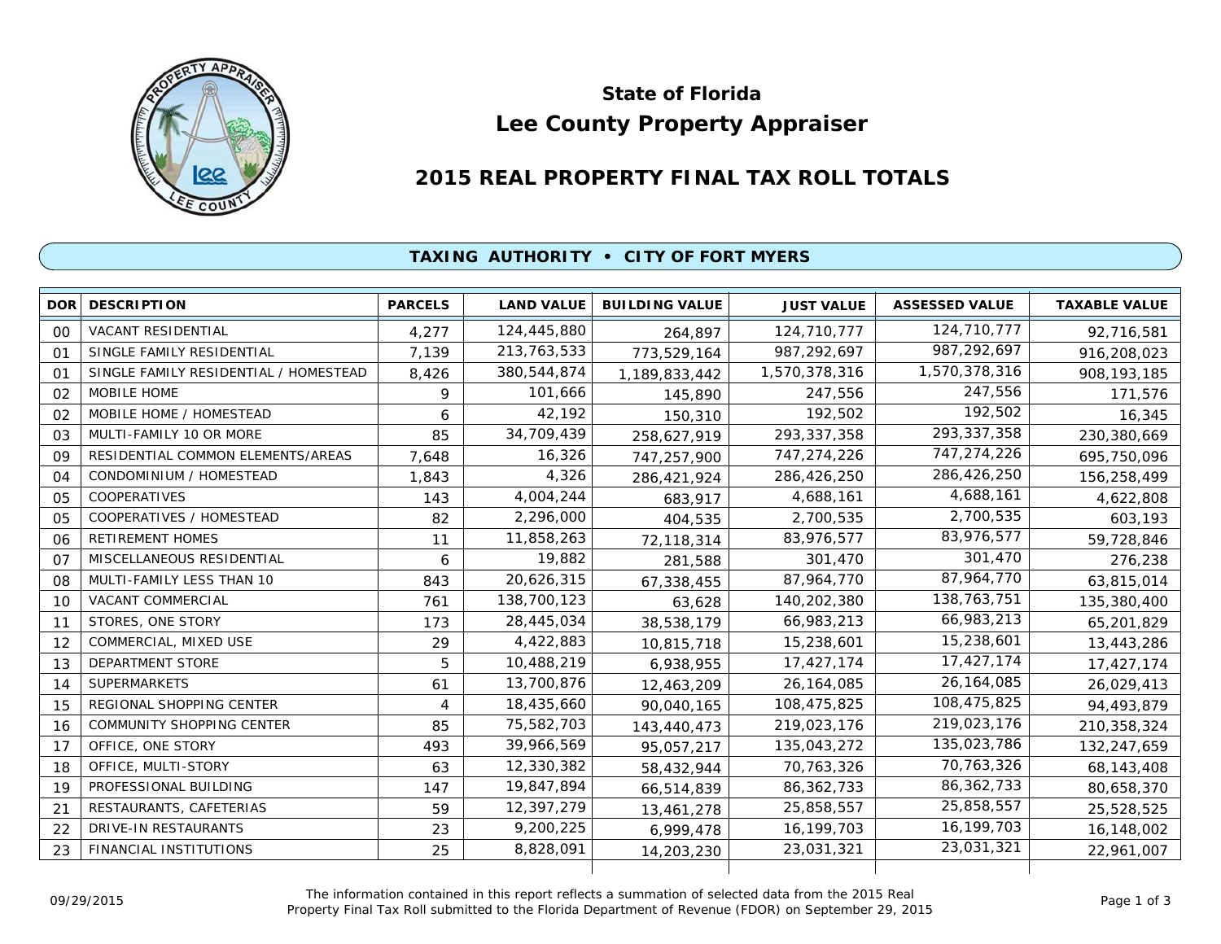## State of Florida

# Lee County Property Appraiser

## 2015 REAL PROPERTY FINAL TAX ROLL TOTALS

### TAXING AUTHORITY • CITY OF FORT MYERS

| DOR | DESCRIPTION | PARCELS | LAND VALUE | BUILDING VALUE | JUST VALUE | ASSESSED VALUE | TAXABLE VALUE |
|---|---|---|---|---|---|---|---|
| 00 | VACANT RESIDENTIAL | 4,277 | 124,445,880 | 264,897 | 124,710,777 | 124,710,777 | 92,716,581 |
| 01 | SINGLE FAMILY RESIDENTIAL | 7,139 | 213,763,533 | 773,529,164 | 987,292,697 | 987,292,697 | 916,208,023 |
| 01 | SINGLE FAMILY RESIDENTIAL / HOMESTEAD | 8,426 | 380,544,874 | 1,189,833,442 | 1,570,378,316 | 1,570,378,316 | 908,193,185 |
| 02 | MOBILE HOME | 9 | 101,666 | 145,890 | 247,556 | 247,556 | 171,576 |
| 02 | MOBILE HOME / HOMESTEAD | 6 | 42,192 | 150,310 | 192,502 | 192,502 | 16,345 |
| 03 | MULTI-FAMILY 10 OR MORE | 85 | 34,709,439 | 258,627,919 | 293,337,358 | 293,337,358 | 230,380,669 |
| 09 | RESIDENTIAL COMMON ELEMENTS/AREAS | 7,648 | 16,326 | 747,257,900 | 747,274,226 | 747,274,226 | 695,750,096 |
| 04 | CONDOMINIUM / HOMESTEAD | 1,843 | 4,326 | 286,421,924 | 286,426,250 | 286,426,250 | 156,258,499 |
| 05 | COOPERATIVES | 143 | 4,004,244 | 683,917 | 4,688,161 | 4,688,161 | 4,622,808 |
| 05 | COOPERATIVES / HOMESTEAD | 82 | 2,296,000 | 404,535 | 2,700,535 | 2,700,535 | 603,193 |
| 06 | RETIREMENT HOMES | 11 | 11,858,263 | 72,118,314 | 83,976,577 | 83,976,577 | 59,728,846 |
| 07 | MISCELLANEOUS RESIDENTIAL | 6 | 19,882 | 281,588 | 301,470 | 301,470 | 276,238 |
| 08 | MULTI-FAMILY LESS THAN 10 | 843 | 20,626,315 | 67,338,455 | 87,964,770 | 87,964,770 | 63,815,014 |
| 10 | VACANT COMMERCIAL | 761 | 138,700,123 | 63,628 | 140,202,380 | 138,763,751 | 135,380,400 |
| 11 | STORES, ONE STORY | 173 | 28,445,034 | 38,538,179 | 66,983,213 | 66,983,213 | 65,201,829 |
| 12 | COMMERCIAL, MIXED USE | 29 | 4,422,883 | 10,815,718 | 15,238,601 | 15,238,601 | 13,443,286 |
| 13 | DEPARTMENT STORE | 5 | 10,488,219 | 6,938,955 | 17,427,174 | 17,427,174 | 17,427,174 |
| 14 | SUPERMARKETS | 61 | 13,700,876 | 12,463,209 | 26,164,085 | 26,164,085 | 26,029,413 |
| 15 | REGIONAL SHOPPING CENTER | 4 | 18,435,660 | 90,040,165 | 108,475,825 | 108,475,825 | 94,493,879 |
| 16 | COMMUNITY SHOPPING CENTER | 85 | 75,582,703 | 143,440,473 | 219,023,176 | 219,023,176 | 210,358,324 |
| 17 | OFFICE, ONE STORY | 493 | 39,966,569 | 95,057,217 | 135,043,272 | 135,023,786 | 132,247,659 |
| 18 | OFFICE, MULTI-STORY | 63 | 12,330,382 | 58,432,944 | 70,763,326 | 70,763,326 | 68,143,408 |
| 19 | PROFESSIONAL BUILDING | 147 | 19,847,894 | 66,514,839 | 86,362,733 | 86,362,733 | 80,658,370 |
| 21 | RESTAURANTS, CAFETERIAS | 59 | 12,397,279 | 13,461,278 | 25,858,557 | 25,858,557 | 25,528,525 |
| 22 | DRIVE-IN RESTAURANTS | 23 | 9,200,225 | 6,999,478 | 16,199,703 | 16,199,703 | 16,148,002 |
| 23 | FINANCIAL INSTITUTIONS | 25 | 8,828,091 | 14,203,230 | 23,031,321 | 23,031,321 | 22,961,007 |

09/29/2015

The information contained in this report reflects a summation of selected data from the 2015 Real Property Final Tax Roll submitted to the Florida Department of Revenue (FDOR) on September 29, 2015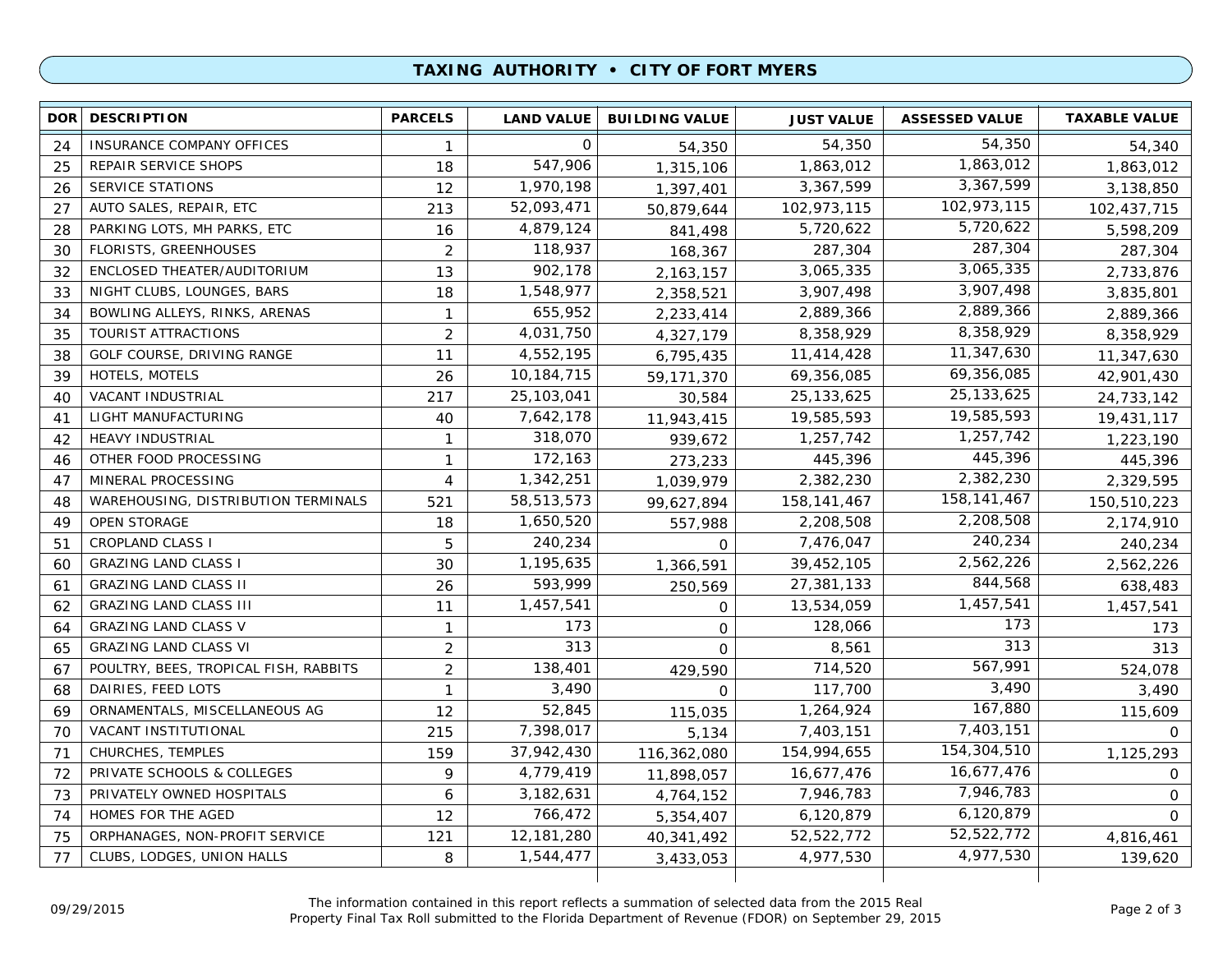## TAXING AUTHORITY • CITY OF FORT MYERS

| DOR | DESCRIPTION | PARCELS | LAND VALUE | BUILDING VALUE | JUST VALUE | ASSESSED VALUE | TAXABLE VALUE |
|---|---|---|---|---|---|---|---|
| 24 | INSURANCE COMPANY OFFICES | 1 | 0 | 54,350 | 54,350 | 54,350 | 54,340 |
| 25 | REPAIR SERVICE SHOPS | 18 | 547,906 | 1,315,106 | 1,863,012 | 1,863,012 | 1,863,012 |
| 26 | SERVICE STATIONS | 12 | 1,970,198 | 1,397,401 | 3,367,599 | 3,367,599 | 3,138,850 |
| 27 | AUTO SALES, REPAIR, ETC | 213 | 52,093,471 | 50,879,644 | 102,973,115 | 102,973,115 | 102,437,715 |
| 28 | PARKING LOTS, MH PARKS, ETC | 16 | 4,879,124 | 841,498 | 5,720,622 | 5,720,622 | 5,598,209 |
| 30 | FLORISTS, GREENHOUSES | 2 | 118,937 | 168,367 | 287,304 | 287,304 | 287,304 |
| 32 | ENCLOSED THEATER/AUDITORIUM | 13 | 902,178 | 2,163,157 | 3,065,335 | 3,065,335 | 2,733,876 |
| 33 | NIGHT CLUBS, LOUNGES, BARS | 18 | 1,548,977 | 2,358,521 | 3,907,498 | 3,907,498 | 3,835,801 |
| 34 | BOWLING ALLEYS, RINKS, ARENAS | 1 | 655,952 | 2,233,414 | 2,889,366 | 2,889,366 | 2,889,366 |
| 35 | TOURIST ATTRACTIONS | 2 | 4,031,750 | 4,327,179 | 8,358,929 | 8,358,929 | 8,358,929 |
| 38 | GOLF COURSE, DRIVING RANGE | 11 | 4,552,195 | 6,795,435 | 11,414,428 | 11,347,630 | 11,347,630 |
| 39 | HOTELS, MOTELS | 26 | 10,184,715 | 59,171,370 | 69,356,085 | 69,356,085 | 42,901,430 |
| 40 | VACANT INDUSTRIAL | 217 | 25,103,041 | 30,584 | 25,133,625 | 25,133,625 | 24,733,142 |
| 41 | LIGHT MANUFACTURING | 40 | 7,642,178 | 11,943,415 | 19,585,593 | 19,585,593 | 19,431,117 |
| 42 | HEAVY INDUSTRIAL | 1 | 318,070 | 939,672 | 1,257,742 | 1,257,742 | 1,223,190 |
| 46 | OTHER FOOD PROCESSING | 1 | 172,163 | 273,233 | 445,396 | 445,396 | 445,396 |
| 47 | MINERAL PROCESSING | 4 | 1,342,251 | 1,039,979 | 2,382,230 | 2,382,230 | 2,329,595 |
| 48 | WAREHOUSING, DISTRIBUTION TERMINALS | 521 | 58,513,573 | 99,627,894 | 158,141,467 | 158,141,467 | 150,510,223 |
| 49 | OPEN STORAGE | 18 | 1,650,520 | 557,988 | 2,208,508 | 2,208,508 | 2,174,910 |
| 51 | CROPLAND CLASS I | 5 | 240,234 | 0 | 7,476,047 | 240,234 | 240,234 |
| 60 | GRAZING LAND CLASS I | 30 | 1,195,635 | 1,366,591 | 39,452,105 | 2,562,226 | 2,562,226 |
| 61 | GRAZING LAND CLASS II | 26 | 593,999 | 250,569 | 27,381,133 | 844,568 | 638,483 |
| 62 | GRAZING LAND CLASS III | 11 | 1,457,541 | 0 | 13,534,059 | 1,457,541 | 1,457,541 |
| 64 | GRAZING LAND CLASS V | 1 | 173 | 0 | 128,066 | 173 | 173 |
| 65 | GRAZING LAND CLASS VI | 2 | 313 | 0 | 8,561 | 313 | 313 |
| 67 | POULTRY, BEES, TROPICAL FISH, RABBITS | 2 | 138,401 | 429,590 | 714,520 | 567,991 | 524,078 |
| 68 | DAIRIES, FEED LOTS | 1 | 3,490 | 0 | 117,700 | 3,490 | 3,490 |
| 69 | ORNAMENTALS, MISCELLANEOUS AG | 12 | 52,845 | 115,035 | 1,264,924 | 167,880 | 115,609 |
| 70 | VACANT INSTITUTIONAL | 215 | 7,398,017 | 5,134 | 7,403,151 | 7,403,151 | 0 |
| 71 | CHURCHES, TEMPLES | 159 | 37,942,430 | 116,362,080 | 154,994,655 | 154,304,510 | 1,125,293 |
| 72 | PRIVATE SCHOOLS & COLLEGES | 9 | 4,779,419 | 11,898,057 | 16,677,476 | 16,677,476 | 0 |
| 73 | PRIVATELY OWNED HOSPITALS | 6 | 3,182,631 | 4,764,152 | 7,946,783 | 7,946,783 | 0 |
| 74 | HOMES FOR THE AGED | 12 | 766,472 | 5,354,407 | 6,120,879 | 6,120,879 | 0 |
| 75 | ORPHANAGES, NON-PROFIT SERVICE | 121 | 12,181,280 | 40,341,492 | 52,522,772 | 52,522,772 | 4,816,461 |
| 77 | CLUBS, LODGES, UNION HALLS | 8 | 1,544,477 | 3,433,053 | 4,977,530 | 4,977,530 | 139,620 |

09/29/2015

The information contained in this report reflects a summation of selected data from the 2015 Real Property Final Tax Roll submitted to the Florida Department of Revenue (FDOR) on September 29, 2015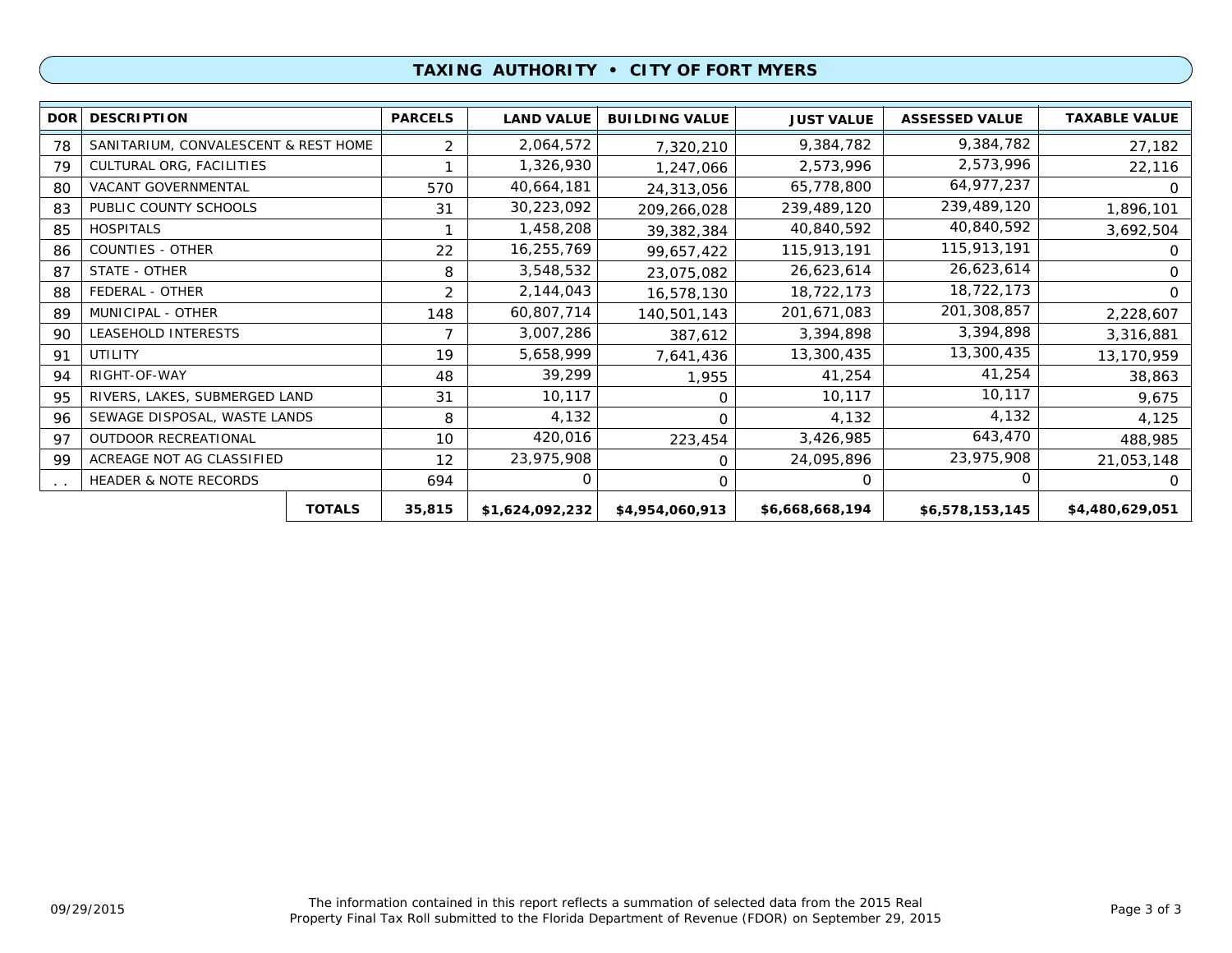## TAXING AUTHORITY • CITY OF FORT MYERS

| DOR | DESCRIPTION | PARCELS | LAND VALUE | BUILDING VALUE | JUST VALUE | ASSESSED VALUE | TAXABLE VALUE |
|---|---|---|---|---|---|---|---|
| 78 | SANITARIUM, CONVALESCENT & REST HOME | 2 | 2,064,572 | 7,320,210 | 9,384,782 | 9,384,782 | 27,182 |
| 79 | CULTURAL ORG, FACILITIES | 1 | 1,326,930 | 1,247,066 | 2,573,996 | 2,573,996 | 22,116 |
| 80 | VACANT GOVERNMENTAL | 570 | 40,664,181 | 24,313,056 | 65,778,800 | 64,977,237 | 0 |
| 83 | PUBLIC COUNTY SCHOOLS | 31 | 30,223,092 | 209,266,028 | 239,489,120 | 239,489,120 | 1,896,101 |
| 85 | HOSPITALS | 1 | 1,458,208 | 39,382,384 | 40,840,592 | 40,840,592 | 3,692,504 |
| 86 | COUNTIES - OTHER | 22 | 16,255,769 | 99,657,422 | 115,913,191 | 115,913,191 | 0 |
| 87 | STATE - OTHER | 8 | 3,548,532 | 23,075,082 | 26,623,614 | 26,623,614 | 0 |
| 88 | FEDERAL - OTHER | 2 | 2,144,043 | 16,578,130 | 18,722,173 | 18,722,173 | 0 |
| 89 | MUNICIPAL - OTHER | 148 | 60,807,714 | 140,501,143 | 201,671,083 | 201,308,857 | 2,228,607 |
| 90 | LEASEHOLD INTERESTS | 7 | 3,007,286 | 387,612 | 3,394,898 | 3,394,898 | 3,316,881 |
| 91 | UTILITY | 19 | 5,658,999 | 7,641,436 | 13,300,435 | 13,300,435 | 13,170,959 |
| 94 | RIGHT-OF-WAY | 48 | 39,299 | 1,955 | 41,254 | 41,254 | 38,863 |
| 95 | RIVERS, LAKES, SUBMERGED LAND | 31 | 10,117 | 0 | 10,117 | 10,117 | 9,675 |
| 96 | SEWAGE DISPOSAL, WASTE LANDS | 8 | 4,132 | 0 | 4,132 | 4,132 | 4,125 |
| 97 | OUTDOOR RECREATIONAL | 10 | 420,016 | 223,454 | 3,426,985 | 643,470 | 488,985 |
| 99 | ACREAGE NOT AG CLASSIFIED | 12 | 23,975,908 | 0 | 24,095,896 | 23,975,908 | 21,053,148 |
| .. | HEADER & NOTE RECORDS | 694 | 0 | 0 | 0 | 0 | 0 |
| | **TOTALS** | **35,815** | **$1,624,092,232** | **$4,954,060,913** | **$6,668,668,194** | **$6,578,153,145** | **$4,480,629,051** |

09/29/2015

The information contained in this report reflects a summation of selected data from the 2015 Real Property Final Tax Roll submitted to the Florida Department of Revenue (FDOR) on September 29, 2015